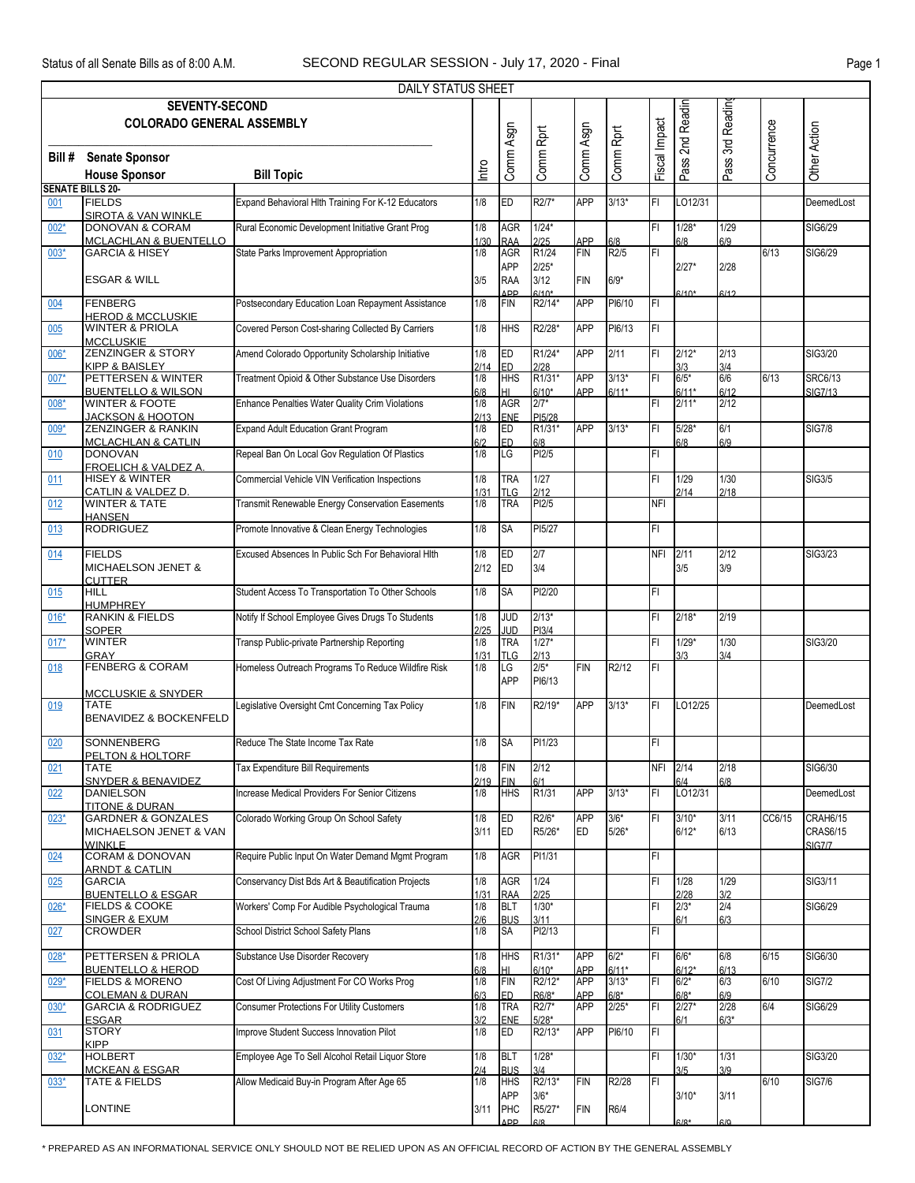Status of all Senate Bills as of 8:00 A.M. — SECOND REGULAR SESSION - July 17, 2020 - Final

DAILY STATUS SHEET

**SEVENTY-SECOND COLORADO GENERAL ASSEMBLY**

| Bill # | Senate Sponsor / House Sponsor | Bill Topic | Intro | Comm Asgn | Comm Rprt | Comm Asgn | Comm Rprt | Fiscal Impact | Pass 2nd Readin | Pass 3rd Reading | Concurrence | Other Action |
|---|---|---|---|---|---|---|---|---|---|---|---|---|
| **SENATE BILLS 20-** | | | | | | | | | | | | |
| 001 | FIELDS / SIROTA & VAN WINKLE | Expand Behavioral Hlth Training For K-12 Educators | 1/8 | ED | R2/7* | APP | 3/13* | FI | LO12/31 | | | DeemedLost |
| 002* | DONOVAN & CORAM / MCLACHLAN & BUENTELLO | Rural Economic Development Initiative Grant Prog | 1/8 / 1/30 | AGR / RAA | 1/24* / 2/25 | APP | 6/8 | FI | 1/28* / 6/8 | 1/29 / 6/9 | | SIG6/29 |
| 003* | GARCIA & HISEY / ESGAR & WILL | State Parks Improvement Appropriation | 1/8 / 3/5 | AGR / APP / RAA / APP | R1/24 / 2/25* / 3/12 / 6/10* | FIN / FIN | R2/5 / 6/9* | FI | 2/27* / 6/10* | 2/28 / 6/12 | 6/13 | SIG6/29 |
| 004 | FENBERG / HEROD & MCCLUSKIE | Postsecondary Education Loan Repayment Assistance | 1/8 | FIN | R2/14* | APP | PI6/10 | FI | | | | |
| 005 | WINTER & PRIOLA / MCCLUSKIE | Covered Person Cost-sharing Collected By Carriers | 1/8 | HHS | R2/28* | APP | PI6/13 | FI | | | | |
| 006* | ZENZINGER & STORY / KIPP & BAISLEY | Amend Colorado Opportunity Scholarship Initiative | 1/8 / 2/14 | ED / ED | R1/24* / 2/28 | APP | 2/11 | FI | 2/12* / 3/3 | 2/13 / 3/4 | | SIG3/20 |
| 007* | PETTERSEN & WINTER / BUENTELLO & WILSON | Treatment Opioid & Other Substance Use Disorders | 1/8 / 6/8 | HHS / HI | R1/31* / 6/10* | APP / APP | 3/13* / 6/11* | FI | 6/5* / 6/11* | 6/6 / 6/12 | 6/13 | SRC6/13 / SIG7/13 |
| 008* | WINTER & FOOTE / JACKSON & HOOTON | Enhance Penalties Water Quality Crim Violations | 1/8 / 2/13 | AGR / ENE | 2/7* / PI5/28 | | | FI | 2/11* | 2/12 | | |
| 009* | ZENZINGER & RANKIN / MCLACHLAN & CATLIN | Expand Adult Education Grant Program | 1/8 / 6/2 | ED / ED | R1/31* / 6/8 | APP | 3/13* | FI | 5/28* / 6/8 | 6/1 / 6/9 | | SIG7/8 |
| 010 | DONOVAN / FROELICH & VALDEZ A. | Repeal Ban On Local Gov Regulation Of Plastics | 1/8 | LG | PI2/5 | | | FI | | | | |
| 011 | HISEY & WINTER / CATLIN & VALDEZ D. | Commercial Vehicle VIN Verification Inspections | 1/8 / 1/31 | TRA / TLG | 1/27 / 2/12 | | | FI | 1/29 / 2/14 | 1/30 / 2/18 | | SIG3/5 |
| 012 | WINTER & TATE / HANSEN | Transmit Renewable Energy Conservation Easements | 1/8 | TRA | PI2/5 | | | NFI | | | | |
| 013 | RODRIGUEZ | Promote Innovative & Clean Energy Technologies | 1/8 | SA | PI5/27 | | | FI | | | | |
| 014 | FIELDS / MICHAELSON JENET & CUTTER | Excused Absences In Public Sch For Behavioral Hlth | 1/8 / 2/12 | ED / ED | 2/7 / 3/4 | | | NFI | 2/11 / 3/5 | 2/12 / 3/9 | | SIG3/23 |
| 015 | HILL / HUMPHREY | Student Access To Transportation To Other Schools | 1/8 | SA | PI2/20 | | | FI | | | | |
| 016* | RANKIN & FIELDS / SOPER | Notify If School Employee Gives Drugs To Students | 1/8 / 2/25 | JUD / JUD | 2/13* / PI3/4 | | | FI | 2/18* | 2/19 | | |
| 017* | WINTER / GRAY | Transp Public-private Partnership Reporting | 1/8 / 1/31 | TRA / TLG | 1/27* / 2/13 | | | FI | 1/29* / 3/3 | 1/30 / 3/4 | | SIG3/20 |
| 018 | FENBERG & CORAM / MCCLUSKIE & SNYDER | Homeless Outreach Programs To Reduce Wildfire Risk | 1/8 | LG / APP | 2/5* / PI6/13 | FIN | R2/12 | FI | | | | |
| 019 | TATE / BENAVIDEZ & BOCKENFELD | Legislative Oversight Cmt Concerning Tax Policy | 1/8 | FIN | R2/19* | APP | 3/13* | FI | LO12/25 | | | DeemedLost |
| 020 | SONNENBERG / PELTON & HOLTORF | Reduce The State Income Tax Rate | 1/8 | SA | PI1/23 | | | FI | | | | |
| 021 | TATE / SNYDER & BENAVIDEZ | Tax Expenditure Bill Requirements | 1/8 / 2/19 | FIN / FIN | 2/12 / 6/1 | | | NFI | 2/14 / 6/4 | 2/18 / 6/8 | | SIG6/30 |
| 022 | DANIELSON / TITONE & DURAN | Increase Medical Providers For Senior Citizens | 1/8 | HHS | R1/31 | APP | 3/13* | FI | LO12/31 | | | DeemedLost |
| 023* | GARDNER & GONZALES / MICHAELSON JENET & VAN WINKLE | Colorado Working Group On School Safety | 1/8 / 3/11 | ED / ED | R2/6* / R5/26* | APP / ED | 3/6* / 5/26* | FI | 3/10* / 6/12* | 3/11 / 6/13 | CC6/15 | CRAH6/15 / CRAS6/15 / SIG7/7 |
| 024 | CORAM & DONOVAN / ARNDT & CATLIN | Require Public Input On Water Demand Mgmt Program | 1/8 | AGR | PI1/31 | | | FI | | | | |
| 025 | GARCIA / BUENTELLO & ESGAR | Conservancy Dist Bds Art & Beautification Projects | 1/8 / 1/31 | AGR / RAA | 1/24 / 2/25 | | | FI | 1/28 / 2/28 | 1/29 / 3/2 | | SIG3/11 |
| 026* | FIELDS & COOKE / SINGER & EXUM | Workers' Comp For Audible Psychological Trauma | 1/8 / 2/6 | BLT / BUS | 1/30* / 3/11 | | | FI | 2/3* / 6/1 | 2/4 / 6/3 | | SIG6/29 |
| 027 | CROWDER | School District School Safety Plans | 1/8 | SA | PI2/13 | | | FI | | | | |
| 028* | PETTERSEN & PRIOLA / BUENTELLO & HEROD | Substance Use Disorder Recovery | 1/8 / 6/8 | HHS / HI | R1/31* / 6/10* | APP / APP | 6/2* / 6/11* | FI | 6/6* / 6/12* | 6/8 / 6/13 | 6/15 | SIG6/30 |
| 029* | FIELDS & MORENO / COLEMAN & DURAN | Cost Of Living Adjustment For CO Works Prog | 1/8 / 6/3 | FIN / ED | R2/12* / R6/8* | APP / APP | 3/13* / 6/8* | FI | 6/2* / 6/8* | 6/3 / 6/9 | 6/10 | SIG7/2 |
| 030* | GARCIA & RODRIGUEZ / ESGAR | Consumer Protections For Utility Customers | 1/8 / 3/2 | TRA / ENE | R2/7* / 5/28* | APP | 2/25* | FI | 2/27* / 6/1 | 2/28 / 6/3* | 6/4 | SIG6/29 |
| 031 | STORY / KIPP | Improve Student Success Innovation Pilot | 1/8 | ED | R2/13* | APP | PI6/10 | FI | | | | |
| 032* | HOLBERT / MCKEAN & ESGAR | Employee Age To Sell Alcohol Retail Liquor Store | 1/8 / 2/4 | BLT / BUS | 1/28* / 3/4 | | | FI | 1/30* / 3/5 | 1/31 / 3/9 | | SIG3/20 |
| 033* | TATE & FIELDS / LONTINE | Allow Medicaid Buy-in Program After Age 65 | 1/8 / 3/11 | HHS / APP / PHC / APP | R2/13* / 3/6* / R5/27* / 6/8 | FIN / FIN | R2/28 / R6/4 | FI | 3/10* / 6/8* | 3/11 / 6/9 | 6/10 | SIG7/6 |

\* PREPARED AS AN INFORMATIONAL SERVICE ONLY SHOULD NOT BE RELIED UPON AS AN OFFICIAL RECORD OF ACTION BY THE GENERAL ASSEMBLY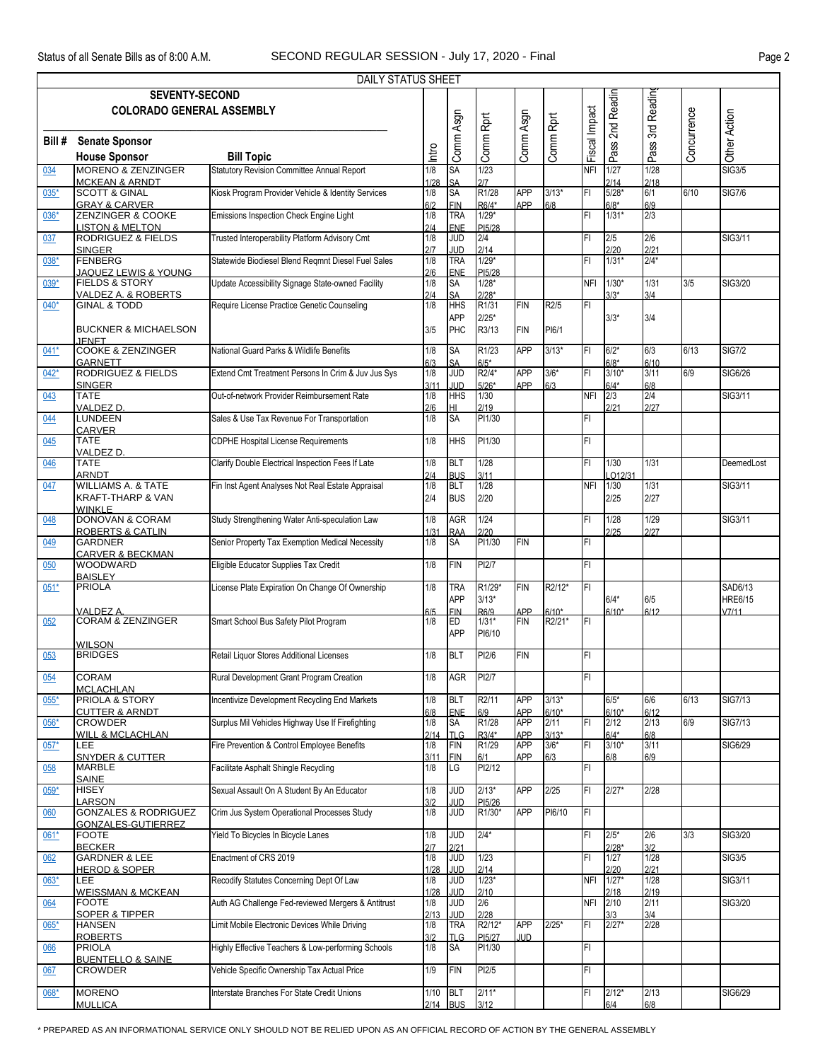DAILY STATUS SHEET

SEVENTY-SECOND COLORADO GENERAL ASSEMBLY

| Bill # | Senate Sponsor / House Sponsor | Bill Topic | Intro | Comm Asgn | Comm Rprt | Comm Asgn | Comm Rprt | Fiscal Impact | Pass 2nd Readin | Pass 3rd Reading | Concurrence | Other Action |
|---|---|---|---|---|---|---|---|---|---|---|---|---|
| 034 | MORENO & ZENZINGER / MCKEAN & ARNDT | Statutory Revision Committee Annual Report | 1/8 / 1/28 | SA / SA | 1/23 / 2/7 | | | NFI | 1/27 / 2/14 | 1/28 / 2/18 | | SIG3/5 |
| 035* | SCOTT & GINAL / GRAY & CARVER | Kiosk Program Provider Vehicle & Identity Services | 1/8 / 6/2 | SA / FIN | R1/28 / R6/4* | APP / APP | 3/13* / 6/8 | FI | 5/28* / 6/8* | 6/1 / 6/9 | 6/10 | SIG7/6 |
| 036* | ZENZINGER & COOKE / LISTON & MELTON | Emissions Inspection Check Engine Light | 1/8 / 2/4 | TRA / ENE | 1/29* / PI5/28 | | | FI | 1/31* | 2/3 | | |
| 037 | RODRIGUEZ & FIELDS / SINGER | Trusted Interoperability Platform Advisory Cmt | 1/8 / 2/7 | JUD / JUD | 2/4 / 2/14 | | | FI | 2/5 / 2/20 | 2/6 / 2/21 | | SIG3/11 |
| 038* | FENBERG / JAQUEZ LEWIS & YOUNG | Statewide Biodiesel Blend Reqmnt Diesel Fuel Sales | 1/8 / 2/6 | TRA / ENE | 1/29* / PI5/28 | | | FI | 1/31* | 2/4* | | |
| 039* | FIELDS & STORY / VALDEZ A. & ROBERTS | Update Accessibility Signage State-owned Facility | 1/8 / 2/4 | SA / SA | 1/28* / 2/28* | | | NFI | 1/30* / 3/3* | 1/31 / 3/4 | 3/5 | SIG3/20 |
| 040* | GINAL & TODD / BUCKNER & MICHAELSON JENET | Require License Practice Genetic Counseling | 1/8 / 3/5 | HHS / APP / PHC | R1/31 / 2/25* / R3/13 | FIN / FIN | R2/5 / PI6/1 | FI | 3/3* | 3/4 | | |
| 041* | COOKE & ZENZINGER / GARNETT | National Guard Parks & Wildlife Benefits | 1/8 / 6/3 | SA / SA | R1/23 / 6/5* | APP | 3/13* | FI | 6/2* / 6/8* | 6/3 / 6/10 | 6/13 | SIG7/2 |
| 042* | RODRIGUEZ & FIELDS / SINGER | Extend Cmt Treatment Persons In Crim & Juv Jus Sys | 1/8 / 3/11 | JUD / JUD | R2/4* / 5/26* | APP / APP | 3/6* / 6/3 | FI | 3/10* / 6/4* | 3/11 / 6/8 | 6/9 | SIG6/26 |
| 043 | TATE / VALDEZ D. | Out-of-network Provider Reimbursement Rate | 1/8 / 2/6 | HHS / HI | 1/30 / 2/19 | | | NFI | 2/3 / 2/21 | 2/4 / 2/27 | | SIG3/11 |
| 044 | LUNDEEN / CARVER | Sales & Use Tax Revenue For Transportation | 1/8 | SA | PI1/30 | | | FI | | | | |
| 045 | TATE / VALDEZ D. | CDPHE Hospital License Requirements | 1/8 | HHS | PI1/30 | | | FI | | | | |
| 046 | TATE / ARNDT | Clarify Double Electrical Inspection Fees If Late | 1/8 / 2/4 | BLT / BUS | 1/28 / 3/11 | | | FI | 1/30 / LO12/31 | 1/31 | | DeemedLost |
| 047 | WILLIAMS A. & TATE / KRAFT-THARP & VAN WINKLE | Fin Inst Agent Analyses Not Real Estate Appraisal | 1/8 / 2/4 | BLT / BUS | 1/28 / 2/20 | | | NFI | 1/30 / 2/25 | 1/31 / 2/27 | | SIG3/11 |
| 048 | DONOVAN & CORAM / ROBERTS & CATLIN | Study Strengthening Water Anti-speculation Law | 1/8 / 1/31 | AGR / RAA | 1/24 / 2/20 | | | FI | 1/28 / 2/25 | 1/29 / 2/27 | | SIG3/11 |
| 049 | GARDNER / CARVER & BECKMAN | Senior Property Tax Exemption Medical Necessity | 1/8 | SA | PI1/30 | FIN | | FI | | | | |
| 050 | WOODWARD / BAISLEY | Eligible Educator Supplies Tax Credit | 1/8 | FIN | PI2/7 | | | FI | | | | |
| 051* | PRIOLA / VALDEZ A. | License Plate Expiration On Change Of Ownership | 1/8 / 6/5 | TRA / APP / FIN | R1/29* / 3/13* / R6/9 | FIN / APP | R2/12* / 6/10* | FI | 6/4* / 6/10* | 6/5 / 6/12 | | SAD6/13 HRE6/15 V7/11 |
| 052 | CORAM & ZENZINGER / WILSON | Smart School Bus Safety Pilot Program | 1/8 | ED / APP | 1/31* / PI6/10 | FIN | R2/21* | FI | | | | |
| 053 | BRIDGES | Retail Liquor Stores Additional Licenses | 1/8 | BLT | PI2/6 | FIN | | FI | | | | |
| 054 | CORAM / MCLACHLAN | Rural Development Grant Program Creation | 1/8 | AGR | PI2/7 | | | FI | | | | |
| 055* | PRIOLA & STORY / CUTTER & ARNDT | Incentivize Development Recycling End Markets | 1/8 / 6/8 | BLT / ENE | R2/11 / 6/9 | APP / APP | 3/13* / 6/10* | | 6/5* / 6/10* | 6/6 / 6/12 | 6/13 | SIG7/13 |
| 056* | CROWDER / WILL & MCLACHLAN | Surplus Mil Vehicles Highway Use If Firefighting | 1/8 / 2/14 | SA / TLG | R1/28 / R3/4* | APP / APP | 2/11 / 3/13* | FI | 2/12 / 6/4* | 2/13 / 6/8 | 6/9 | SIG7/13 |
| 057* | LEE / SNYDER & CUTTER | Fire Prevention & Control Employee Benefits | 1/8 / 3/11 | FIN / FIN | R1/29 / 6/1 | APP / APP | 3/6* / 6/3 | FI | 3/10* / 6/8 | 3/11 / 6/9 | | SIG6/29 |
| 058 | MARBLE / SAINE | Facilitate Asphalt Shingle Recycling | 1/8 | LG | PI2/12 | | | FI | | | | |
| 059* | HISEY / LARSON | Sexual Assault On A Student By An Educator | 1/8 / 3/2 | JUD / JUD | 2/13* / PI5/26 | APP | 2/25 | FI | 2/27* | 2/28 | | |
| 060 | GONZALES & RODRIGUEZ / GONZALES-GUTIERREZ | Crim Jus System Operational Processes Study | 1/8 | JUD | R1/30* | APP | PI6/10 | FI | | | | |
| 061* | FOOTE / BECKER | Yield To Bicycles In Bicycle Lanes | 1/8 / 2/7 | JUD / JUD | 2/4* / 2/21 | | | FI | 2/5* / 2/28* | 2/6 / 3/2 | 3/3 | SIG3/20 |
| 062 | GARDNER & LEE / HEROD & SOPER | Enactment of CRS 2019 | 1/8 / 1/28 | JUD / JUD | 1/23 / 2/14 | | | FI | 1/27 / 2/20 | 1/28 / 2/21 | | SIG3/5 |
| 063* | LEE / WEISSMAN & MCKEAN | Recodify Statutes Concerning Dept Of Law | 1/8 / 1/28 | JUD / JUD | 1/23* / 2/10 | | | NFI | 1/27* / 2/18 | 1/28 / 2/19 | | SIG3/11 |
| 064 | FOOTE / SOPER & TIPPER | Auth AG Challenge Fed-reviewed Mergers & Antitrust | 1/8 / 2/13 | JUD / JUD | 2/6 / 2/28 | | | NFI | 2/10 / 3/3 | 2/11 / 3/4 | | SIG3/20 |
| 065* | HANSEN / ROBERTS | Limit Mobile Electronic Devices While Driving | 1/8 / 3/2 | TRA / TLG | R2/12* / PI5/27 | APP / JUD | 2/25* | FI | 2/27* | 2/28 | | |
| 066 | PRIOLA / BUENTELLO & SAINE | Highly Effective Teachers & Low-performing Schools | 1/8 | SA | PI1/30 | | | FI | | | | |
| 067 | CROWDER | Vehicle Specific Ownership Tax Actual Price | 1/9 | FIN | PI2/5 | | | FI | | | | |
| 068* | MORENO / MULLICA | Interstate Branches For State Credit Unions | 1/10 / 2/14 | BLT / BUS | 2/11* / 3/12 | | | FI | 2/12* / 6/4 | 2/13 / 6/8 | | SIG6/29 |

* PREPARED AS AN INFORMATIONAL SERVICE ONLY SHOULD NOT BE RELIED UPON AS AN OFFICIAL RECORD OF ACTION BY THE GENERAL ASSEMBLY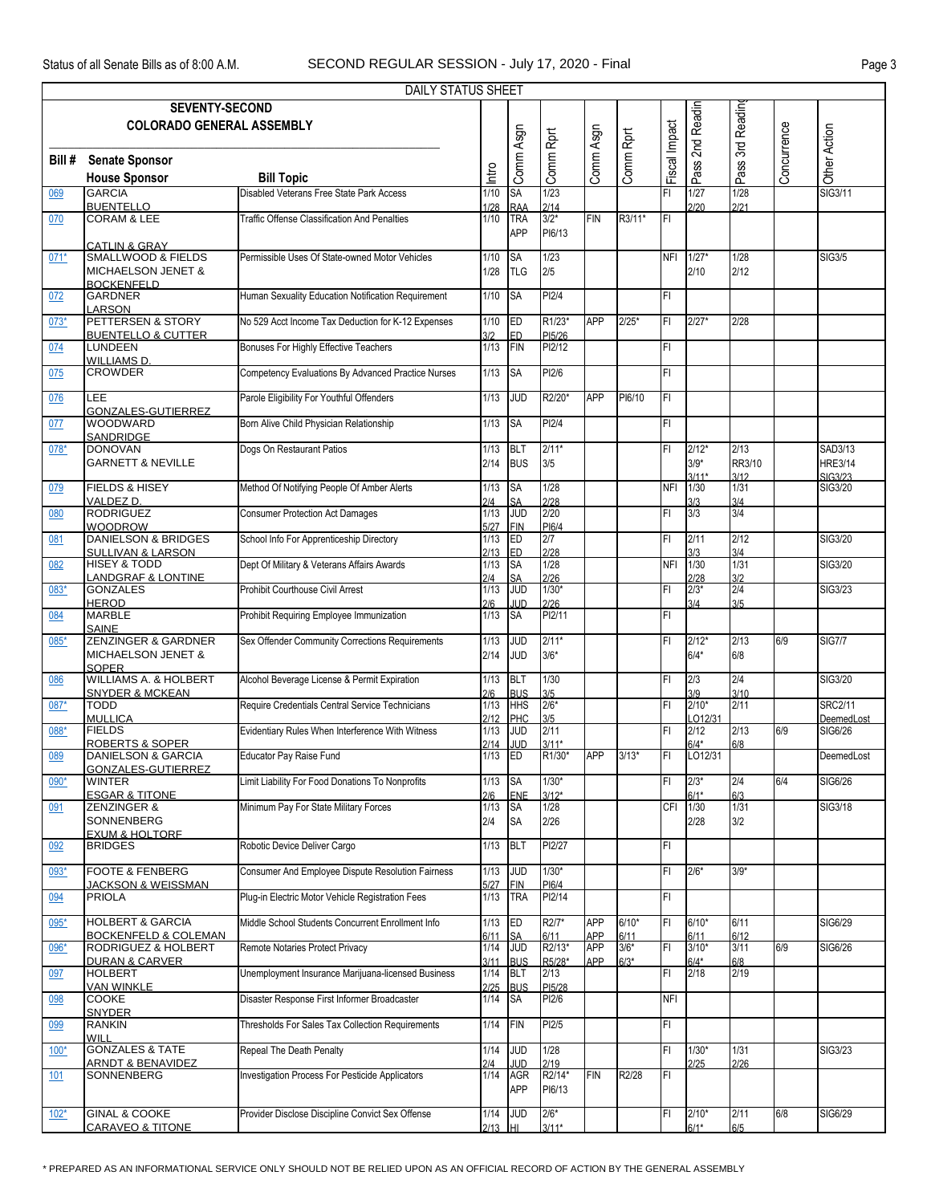DAILY STATUS SHEET

| Bill # | Senate Sponsor / House Sponsor | Bill Topic | Intro | Comm Asgn | Comm Rprt | Comm Asgn | Comm Rprt | Fiscal Impact | Pass 2nd Reading | Pass 3rd Reading | Concurrence | Other Action |
|---|---|---|---|---|---|---|---|---|---|---|---|---|
| 069 | GARCIA / BUENTELLO | Disabled Veterans Free State Park Access | 1/10 1/28 | SA RAA | 1/23 2/14 | | | FI | 1/27 2/20 | 1/28 2/21 | | SIG3/11 |
| 070 | CORAM & LEE / CATLIN & GRAY | Traffic Offense Classification And Penalties | 1/10 | TRA APP | 3/2* PI6/13 | FIN | R3/11* | FI | | | | |
| 071* | SMALLWOOD & FIELDS / MICHAELSON JENET & BOCKENFELD | Permissible Uses Of State-owned Motor Vehicles | 1/10 1/28 | SA TLG | 1/23 2/5 | | | NFI | 1/27* 2/10 | 1/28 2/12 | | SIG3/5 |
| 072 | GARDNER / LARSON | Human Sexuality Education Notification Requirement | 1/10 | SA | PI2/4 | | | FI | | | | |
| 073* | PETTERSEN & STORY / BUENTELLO & CUTTER | No 529 Acct Income Tax Deduction for K-12 Expenses | 1/10 3/2 | ED ED | R1/23* PI5/26 | APP | 2/25* | FI | 2/27* | 2/28 | | |
| 074 | LUNDEEN / WILLIAMS D. | Bonuses For Highly Effective Teachers | 1/13 | FIN | PI2/12 | | | FI | | | | |
| 075 | CROWDER | Competency Evaluations By Advanced Practice Nurses | 1/13 | SA | PI2/6 | | | FI | | | | |
| 076 | LEE / GONZALES-GUTIERREZ | Parole Eligibility For Youthful Offenders | 1/13 | JUD | R2/20* | APP | PI6/10 | FI | | | | |
| 077 | WOODWARD / SANDRIDGE | Born Alive Child Physician Relationship | 1/13 | SA | PI2/4 | | | FI | | | | |
| 078* | DONOVAN / GARNETT & NEVILLE | Dogs On Restaurant Patios | 1/13 2/14 | BLT BUS | 2/11* 3/5 | | | FI | 2/12* 3/9* 3/11* | 2/13 RR3/10 3/12 | | SAD3/13 HRE3/14 SIG3/23 |
| 079 | FIELDS & HISEY / VALDEZ D. | Method Of Notifying People Of Amber Alerts | 1/13 2/4 | SA SA | 1/28 2/28 | | | NFI | 1/30 3/3 | 1/31 3/4 | | SIG3/20 |
| 080 | RODRIGUEZ / WOODROW | Consumer Protection Act Damages | 1/13 5/27 | JUD FIN | 2/20 PI6/4 | | | FI | 3/3 | 3/4 | | |
| 081 | DANIELSON & BRIDGES / SULLIVAN & LARSON | School Info For Apprenticeship Directory | 1/13 2/13 | ED ED | 2/7 2/28 | | | FI | 2/11 3/3 | 2/12 3/4 | | SIG3/20 |
| 082 | HISEY & TODD / LANDGRAF & LONTINE | Dept Of Military & Veterans Affairs Awards | 1/13 2/4 | SA SA | 1/28 2/26 | | | NFI | 1/30 2/28 | 1/31 3/2 | | SIG3/20 |
| 083* | GONZALES / HEROD | Prohibit Courthouse Civil Arrest | 1/13 2/6 | JUD JUD | 1/30* 2/26 | | | FI | 2/3* 3/4 | 2/4 3/5 | | SIG3/23 |
| 084 | MARBLE / SAINE | Prohibit Requiring Employee Immunization | 1/13 | SA | PI2/11 | | | FI | | | | |
| 085* | ZENZINGER & GARDNER / MICHAELSON JENET & SOPER | Sex Offender Community Corrections Requirements | 1/13 2/14 | JUD JUD | 2/11* 3/6* | | | FI | 2/12* 6/4* | 2/13 6/8 | 6/9 | SIG7/7 |
| 086 | WILLIAMS A. & HOLBERT / SNYDER & MCKEAN | Alcohol Beverage License & Permit Expiration | 1/13 2/6 | BLT BUS | 1/30 3/5 | | | FI | 2/3 3/9 | 2/4 3/10 | | SIG3/20 |
| 087* | TODD / MULLICA | Require Credentials Central Service Technicians | 1/13 2/12 | HHS PHC | 2/6* 3/5 | | | FI | 2/10* LO12/31 | 2/11 | | SRC2/11 DeemedLost |
| 088* | FIELDS / ROBERTS & SOPER | Evidentiary Rules When Interference With Witness | 1/13 2/14 | JUD JUD | 2/11 3/11* | | | FI | 2/12 6/4* | 2/13 6/8 | 6/9 | SIG6/26 |
| 089 | DANIELSON & GARCIA / GONZALES-GUTIERREZ | Educator Pay Raise Fund | 1/13 | ED | R1/30* | APP | 3/13* | FI | LO12/31 | | | DeemedLost |
| 090* | WINTER / ESGAR & TITONE | Limit Liability For Food Donations To Nonprofits | 1/13 2/6 | SA ENE | 1/30* 3/12* | | | FI | 2/3* 6/1* | 2/4 6/3 | 6/4 | SIG6/26 |
| 091 | ZENZINGER & SONNENBERG / EXUM & HOLTORF | Minimum Pay For State Military Forces | 1/13 2/4 | SA SA | 1/28 2/26 | | | CFI | 1/30 2/28 | 1/31 3/2 | | SIG3/18 |
| 092 | BRIDGES | Robotic Device Deliver Cargo | 1/13 | BLT | PI2/27 | | | FI | | | | |
| 093* | FOOTE & FENBERG / JACKSON & WEISSMAN | Consumer And Employee Dispute Resolution Fairness | 1/13 5/27 | JUD FIN | 1/30* PI6/4 | | | FI | 2/6* | 3/9* | | |
| 094 | PRIOLA | Plug-in Electric Motor Vehicle Registration Fees | 1/13 | TRA | PI2/14 | | | FI | | | | |
| 095* | HOLBERT & GARCIA / BOCKENFELD & COLEMAN | Middle School Students Concurrent Enrollment Info | 1/13 6/11 | ED SA | R2/7* 6/11 | APP APP | 6/10* 6/11 | FI | 6/10* 6/11 | 6/11 6/12 | | SIG6/29 |
| 096* | RODRIGUEZ & HOLBERT / DURAN & CARVER | Remote Notaries Protect Privacy | 1/14 3/11 | JUD BUS | R2/13* R5/28* | APP APP | 3/6* 6/3* | FI | 3/10* 6/4* | 3/11 6/8 | 6/9 | SIG6/26 |
| 097 | HOLBERT / VAN WINKLE | Unemployment Insurance Marijuana-licensed Business | 1/14 2/25 | BLT BUS | 2/13 PI5/28 | | | FI | 2/18 | 2/19 | | |
| 098 | COOKE / SNYDER | Disaster Response First Informer Broadcaster | 1/14 | SA | PI2/6 | | | NFI | | | | |
| 099 | RANKIN / WILL | Thresholds For Sales Tax Collection Requirements | 1/14 | FIN | PI2/5 | | | FI | | | | |
| 100* | GONZALES & TATE / ARNDT & BENAVIDEZ | Repeal The Death Penalty | 1/14 2/4 | JUD JUD | 1/28 2/19 | | | FI | 1/30* 2/25 | 1/31 2/26 | | SIG3/23 |
| 101 | SONNENBERG | Investigation Process For Pesticide Applicators | 1/14 | AGR APP | R2/14* PI6/13 | FIN | R2/28 | FI | | | | |
| 102* | GINAL & COOKE / CARAVEO & TITONE | Provider Disclose Discipline Convict Sex Offense | 1/14 2/13 | JUD HI | 2/6* 3/11* | | | FI | 2/10* 6/1* | 2/11 6/5 | 6/8 | SIG6/29 |

\* PREPARED AS AN INFORMATIONAL SERVICE ONLY SHOULD NOT BE RELIED UPON AS AN OFFICIAL RECORD OF ACTION BY THE GENERAL ASSEMBLY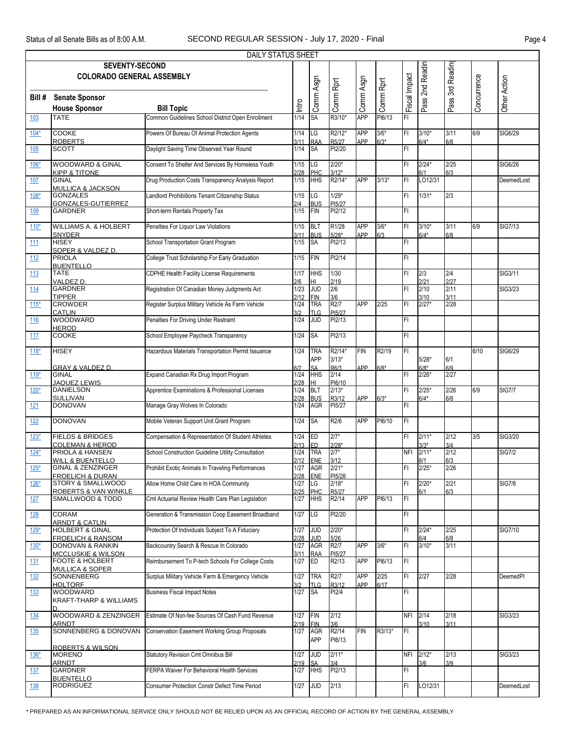DAILY STATUS SHEET

**SEVENTY-SECOND COLORADO GENERAL ASSEMBLY**

| Bill # | Senate Sponsor / House Sponsor | Bill Topic | Intro | Comm Asgn | Comm Rprt | Comm Asgn | Comm Rprt | Fiscal Impact | Pass 2nd Readin | Pass 3rd Reading | Concurrence | Other Action |
|---|---|---|---|---|---|---|---|---|---|---|---|---|
| 103 | TATE | Common Guidelines School District Open Enrollment | 1/14 | SA | R3/10* | APP | PI6/13 | FI | | | | |
| 104* | COOKE / ROBERTS | Powers Of Bureau Of Animal Protection Agents | 1/14 / 3/11 | LG / RAA | R2/12* / R5/27 | APP / APP | 3/6* / 6/3* | FI | 3/10* / 6/4* | 3/11 / 6/8 | 6/9 | SIG6/29 |
| 105 | SCOTT | Daylight Saving Time Observed Year Round | 1/14 | SA | PI2/20 | | | FI | | | | |
| 106* | WOODWARD & GINAL / KIPP & TITONE | Consent To Shelter And Services By Homeless Youth | 1/15 / 2/28 | LG / PHC | 2/20* / 3/12* | | | FI | 2/24* / 6/1 | 2/25 / 6/3 | | SIG6/26 |
| 107 | GINAL / MULLICA & JACKSON | Drug Production Costs Transparency Analysis Report | 1/15 | HHS | R2/14* | APP | 3/13* | FI | LO12/31 | | | DeemedLost |
| 108* | GONZALES / GONZALES-GUTIERREZ | Landlord Prohibitions Tenant Citizenship Status | 1/15 / 2/4 | LG / BUS | 1/29* / PI5/27 | | | FI | 1/31* | 2/3 | | |
| 109 | GARDNER | Short-term Rentals Property Tax | 1/15 | FIN | PI2/12 | | | FI | | | | |
| 110* | WILLIAMS A. & HOLBERT / SNYDER | Penalties For Liquor Law Violations | 1/15 / 3/11 | BLT / BUS | R1/28 / 5/28* | APP / APP | 3/6* / 6/3 | FI | 3/10* / 6/4* | 3/11 / 6/8 | 6/9 | SIG7/13 |
| 111 | HISEY / SOPER & VALDEZ D. | School Transportation Grant Program | 1/15 | SA | PI2/13 | | | FI | | | | |
| 112 | PRIOLA / BUENTELLO | College Trust Scholarship For Early Graduation | 1/15 | FIN | PI2/14 | | | FI | | | | |
| 113 | TATE / VALDEZ D. | CDPHE Health Facility License Requirements | 1/17 / 2/6 | HHS / HI | 1/30 / 2/19 | | | FI | 2/3 / 2/21 | 2/4 / 2/27 | | SIG3/11 |
| 114 | GARDNER / TIPPER | Registration Of Canadian Money Judgments Act | 1/23 / 2/12 | JUD / FIN | 2/6 / 3/6 | | | FI | 2/10 / 3/10 | 2/11 / 3/11 | | SIG3/23 |
| 115* | CROWDER / CATLIN | Register Surplus Military Vehicle As Farm Vehicle | 1/24 / 3/2 | TRA / TLG | R2/7 / PI5/27 | APP | 2/25 | FI | 2/27* | 2/28 | | |
| 116 | WOODWARD / HEROD | Penalties For Driving Under Restraint | 1/24 | JUD | PI2/13 | | | FI | | | | |
| 117 | COOKE | School Employee Paycheck Transparency | 1/24 | SA | PI2/13 | | | FI | | | | |
| 118* | HISEY / GRAY & VALDEZ D. | Hazardous Materials Transportation Permit Issuance | 1/24 / 6/2 | TRA / APP / SA | R2/14* / 3/13* / R6/3 | FIN / APP | R2/19 / 6/8* | FI | 5/28* / 6/8* | 6/1 / 6/9 | 6/10 | SIG6/29 |
| 119* | GINAL / JAQUEZ LEWIS | Expand Canadian Rx Drug Import Program | 1/24 / 2/28 | HHS / HI | 2/14 / PI6/10 | | | FI | 2/26* | 2/27 | | |
| 120* | DANIELSON / SULLIVAN | Apprentice Examinations & Professional Licenses | 1/24 / 2/28 | BLT / BUS | 2/13* / R3/12 | APP | 6/3* | FI | 2/25* / 6/4* | 2/26 / 6/8 | 6/9 | SIG7/7 |
| 121 | DONOVAN | Manage Gray Wolves In Colorado | 1/24 | AGR | PI5/27 | | | FI | | | | |
| 122 | DONOVAN | Mobile Veteran Support Unit Grant Program | 1/24 | SA | R2/6 | APP | PI6/10 | FI | | | | |
| 123* | FIELDS & BRIDGES / COLEMAN & HEROD | Compensation & Representation Of Student Athletes | 1/24 / 2/13 | ED / ED | 2/7* / 2/28* | | | FI | 2/11* / 3/3* | 2/12 / 3/4 | 3/5 | SIG3/20 |
| 124* | PRIOLA & HANSEN / WILL & BUENTELLO | School Construction Guideline Utility Consultation | 1/24 / 2/12 | TRA / ENE | 2/7* / 3/12 | | | NFI | 2/11* / 6/1 | 2/12 / 6/3 | | SIG7/2 |
| 125* | GINAL & ZENZINGER / FROELICH & DURAN | Prohibit Exotic Animals In Traveling Performances | 1/27 / 2/28 | AGR / ENE | 2/21* / PI5/28 | | | FI | 2/25* | 2/26 | | |
| 126* | STORY & SMALLWOOD / ROBERTS & VAN WINKLE | Allow Home Child Care In HOA Community | 1/27 / 2/25 | LG / PHC | 2/18* / R5/27 | | | FI | 2/20* / 6/1 | 2/21 / 6/3 | | SIG7/8 |
| 127 | SMALLWOOD & TODD | Cmt Actuarial Review Health Care Plan Legislation | 1/27 | HHS | R2/14 | APP | PI6/13 | FI | | | | |
| 128 | CORAM / ARNDT & CATLIN | Generation & Transmission Coop Easement Broadband | 1/27 | LG | PI2/20 | | | FI | | | | |
| 129* | HOLBERT & GINAL / FROELICH & RANSOM | Protection Of Individuals Subject To A Fiduciary | 1/27 / 2/28 | JUD / JUD | 2/20* / 5/26 | | | FI | 2/24* / 6/4 | 2/25 / 6/8 | | SIG7/10 |
| 130* | DONOVAN & RANKIN / MCCLUSKIE & WILSON | Backcountry Search & Rescue In Colorado | 1/27 / 3/11 | AGR / RAA | R2/7 / PI5/27 | APP | 3/6* | FI | 3/10* | 3/11 | | |
| 131 | FOOTE & HOLBERT / MULLICA & SOPER | Reimbursement To P-tech Schools For College Costs | 1/27 | ED | R2/13 | APP | PI6/13 | FI | | | | |
| 132 | SONNENBERG / HOLTORF | Surplus Military Vehicle Farm & Emergency Vehicle | 1/27 / 3/2 | TRA / TLG | R2/7 / R3/12 | APP / APP | 2/25 / 6/17 | FI | 2/27 | 2/28 | | DeemedPI |
| 133 | WOODWARD / KRAFT-THARP & WILLIAMS D. | Business Fiscal Impact Notes | 1/27 | SA | PI2/4 | | | FI | | | | |
| 134 | WOODWARD & ZENZINGER / ARNDT | Estimate Of Non-fee Sources Of Cash Fund Revenue | 1/27 / 2/19 | FIN / FIN | 2/12 / 3/6 | | | NFI | 2/14 / 3/10 | 2/18 / 3/11 | | SIG3/23 |
| 135 | SONNENBERG & DONOVAN / ROBERTS & WILSON | Conservation Easement Working Group Proposals | 1/27 | AGR / APP | R2/14 / PI6/13 | FIN | R3/13* | FI | | | | |
| 136* | MORENO / ARNDT | Statutory Revision Cmt Omnibus Bill | 1/27 / 2/19 | JUD / SA | 2/11* / 3/4 | | | NFI | 2/12* / 3/6 | 2/13 / 3/9 | | SIG3/23 |
| 137 | GARDNER / BUENTELLO | FERPA Waiver For Behavioral Health Services | 1/27 | HHS | PI2/13 | | | FI | | | | |
| 138 | RODRIGUEZ | Consumer Protection Constr Defect Time Period | 1/27 | JUD | 2/13 | | | FI | LO12/31 | | | DeemedLost |

* PREPARED AS AN INFORMATIONAL SERVICE ONLY SHOULD NOT BE RELIED UPON AS AN OFFICIAL RECORD OF ACTION BY THE GENERAL ASSEMBLY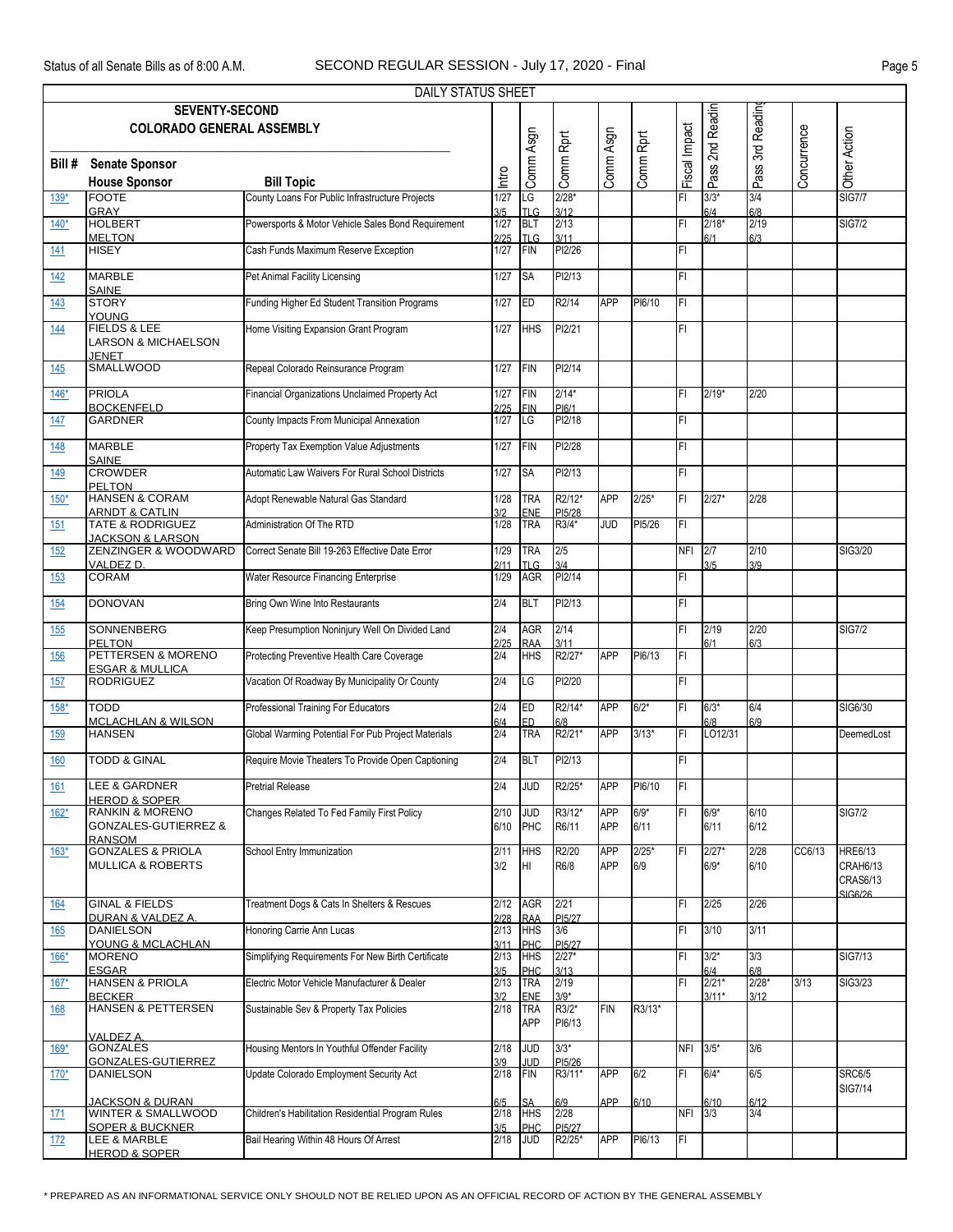DAILY STATUS SHEET

**SEVENTY-SECOND COLORADO GENERAL ASSEMBLY**

| Bill # | Senate Sponsor / House Sponsor | Bill Topic | Intro | Comm Asgn | Comm Rprt | Comm Asgn | Comm Rprt | Fiscal Impact | Pass 2nd Readin | Pass 3rd Reading | Concurrence | Other Action |
|---|---|---|---|---|---|---|---|---|---|---|---|---|
| 139* | FOOTE<br>GRAY | County Loans For Public Infrastructure Projects | 1/27<br>3/5 | LG<br>TLG | 2/28*<br>3/12 | | | FI | 3/3*<br>6/4 | 3/4<br>6/8 | | SIG7/7 |
| 140* | HOLBERT<br>MELTON | Powersports & Motor Vehicle Sales Bond Requirement | 1/27<br>2/25 | BLT<br>TLG | 2/13<br>3/11 | | | FI | 2/18*<br>6/1 | 2/19<br>6/3 | | SIG7/2 |
| 141 | HISEY | Cash Funds Maximum Reserve Exception | 1/27 | FIN | PI2/26 | | | FI | | | | |
| 142 | MARBLE<br>SAINE | Pet Animal Facility Licensing | 1/27 | SA | PI2/13 | | | FI | | | | |
| 143 | STORY<br>YOUNG | Funding Higher Ed Student Transition Programs | 1/27 | ED | R2/14 | APP | PI6/10 | FI | | | | |
| 144 | FIELDS & LEE<br>LARSON & MICHAELSON JENET | Home Visiting Expansion Grant Program | 1/27 | HHS | PI2/21 | | | FI | | | | |
| 145 | SMALLWOOD | Repeal Colorado Reinsurance Program | 1/27 | FIN | PI2/14 | | | | | | | |
| 146* | PRIOLA<br>BOCKENFELD | Financial Organizations Unclaimed Property Act | 1/27<br>2/25 | FIN<br>FIN | 2/14*<br>PI6/1 | | | FI | 2/19* | 2/20 | | |
| 147 | GARDNER | County Impacts From Municipal Annexation | 1/27 | LG | PI2/18 | | | FI | | | | |
| 148 | MARBLE<br>SAINE | Property Tax Exemption Value Adjustments | 1/27 | FIN | PI2/28 | | | FI | | | | |
| 149 | CROWDER<br>PELTON | Automatic Law Waivers For Rural School Districts | 1/27 | SA | PI2/13 | | | FI | | | | |
| 150* | HANSEN & CORAM<br>ARNDT & CATLIN | Adopt Renewable Natural Gas Standard | 1/28<br>3/2 | TRA<br>ENE | R2/12*<br>PI5/28 | APP | 2/25* | FI | 2/27* | 2/28 | | |
| 151 | TATE & RODRIGUEZ<br>JACKSON & LARSON | Administration Of The RTD | 1/28 | TRA | R3/4* | JUD | PI5/26 | FI | | | | |
| 152 | ZENZINGER & WOODWARD<br>VALDEZ D. | Correct Senate Bill 19-263 Effective Date Error | 1/29<br>2/11 | TRA<br>TLG | 2/5<br>3/4 | | | NFI | 2/7<br>3/5 | 2/10<br>3/9 | | SIG3/20 |
| 153 | CORAM | Water Resource Financing Enterprise | 1/29 | AGR | PI2/14 | | | FI | | | | |
| 154 | DONOVAN | Bring Own Wine Into Restaurants | 2/4 | BLT | PI2/13 | | | FI | | | | |
| 155 | SONNENBERG<br>PELTON | Keep Presumption Noninjury Well On Divided Land | 2/4<br>2/25 | AGR<br>RAA | 2/14<br>3/11 | | | FI | 2/19<br>6/1 | 2/20<br>6/3 | | SIG7/2 |
| 156 | PETTERSEN & MORENO<br>ESGAR & MULLICA | Protecting Preventive Health Care Coverage | 2/4 | HHS | R2/27* | APP | PI6/13 | FI | | | | |
| 157 | RODRIGUEZ | Vacation Of Roadway By Municipality Or County | 2/4 | LG | PI2/20 | | | FI | | | | |
| 158* | TODD<br>MCLACHLAN & WILSON | Professional Training For Educators | 2/4<br>6/4 | ED<br>ED | R2/14*<br>6/8 | APP | 6/2* | FI | 6/3*<br>6/8 | 6/4<br>6/9 | | SIG6/30 |
| 159 | HANSEN | Global Warming Potential For Pub Project Materials | 2/4 | TRA | R2/21* | APP | 3/13* | FI | LO12/31 | | | DeemedLost |
| 160 | TODD & GINAL | Require Movie Theaters To Provide Open Captioning | 2/4 | BLT | PI2/13 | | | FI | | | | |
| 161 | LEE & GARDNER<br>HEROD & SOPER | Pretrial Release | 2/4 | JUD | R2/25* | APP | PI6/10 | FI | | | | |
| 162* | RANKIN & MORENO<br>GONZALES-GUTIERREZ & RANSOM | Changes Related To Fed Family First Policy | 2/10<br>6/10 | JUD<br>PHC | R3/12*<br>R6/11 | APP<br>APP | 6/9*<br>6/11 | FI | 6/9*<br>6/11 | 6/10<br>6/12 | | SIG7/2 |
| 163* | GONZALES & PRIOLA<br>MULLICA & ROBERTS | School Entry Immunization | 2/11<br>3/2 | HHS<br>HI | R2/20<br>R6/8 | APP<br>APP | 2/25*<br>6/9 | FI | 2/27*<br>6/9* | 2/28<br>6/10 | CC6/13 | HRE6/13<br>CRAH6/13<br>CRAS6/13<br>SIG6/26 |
| 164 | GINAL & FIELDS<br>DURAN & VALDEZ A. | Treatment Dogs & Cats In Shelters & Rescues | 2/12<br>2/28 | AGR<br>RAA | 2/21<br>PI5/27 | | | FI | 2/25 | 2/26 | | |
| 165 | DANIELSON<br>YOUNG & MCLACHLAN | Honoring Carrie Ann Lucas | 2/13<br>3/11 | HHS<br>PHC | 3/6<br>PI5/27 | | | FI | 3/10 | 3/11 | | |
| 166* | MORENO<br>ESGAR | Simplifying Requirements For New Birth Certificate | 2/13<br>3/5 | HHS<br>PHC | 2/27*<br>3/13 | | | FI | 3/2*<br>6/4 | 3/3<br>6/8 | | SIG7/13 |
| 167* | HANSEN & PRIOLA<br>BECKER | Electric Motor Vehicle Manufacturer & Dealer | 2/13<br>3/2 | TRA<br>ENE | 2/19<br>3/9* | | | FI | 2/21*<br>3/11* | 2/28*<br>3/12 | 3/13 | SIG3/23 |
| 168 | HANSEN & PETTERSEN<br>VALDEZ A. | Sustainable Sev & Property Tax Policies | 2/18 | TRA<br>APP | R3/2*<br>PI6/13 | FIN | R3/13* | | | | | |
| 169* | GONZALES<br>GONZALES-GUTIERREZ | Housing Mentors In Youthful Offender Facility | 2/18<br>3/9 | JUD<br>JUD | 3/3*<br>PI5/26 | | | NFI | 3/5* | 3/6 | | |
| 170* | DANIELSON<br>JACKSON & DURAN | Update Colorado Employment Security Act | 2/18<br>6/5 | FIN<br>SA | R3/11*<br>6/9 | APP<br>APP | 6/2<br>6/10 | FI | 6/4*<br>6/10 | 6/5<br>6/12 | | SRC6/5<br>SIG7/14 |
| 171 | WINTER & SMALLWOOD<br>SOPER & BUCKNER | Children's Habilitation Residential Program Rules | 2/18<br>3/5 | HHS<br>PHC | 2/28<br>PI5/27 | | | NFI | 3/3 | 3/4 | | |
| 172 | LEE & MARBLE<br>HEROD & SOPER | Bail Hearing Within 48 Hours Of Arrest | 2/18 | JUD | R2/25* | APP | PI6/13 | FI | | | | |

* PREPARED AS AN INFORMATIONAL SERVICE ONLY SHOULD NOT BE RELIED UPON AS AN OFFICIAL RECORD OF ACTION BY THE GENERAL ASSEMBLY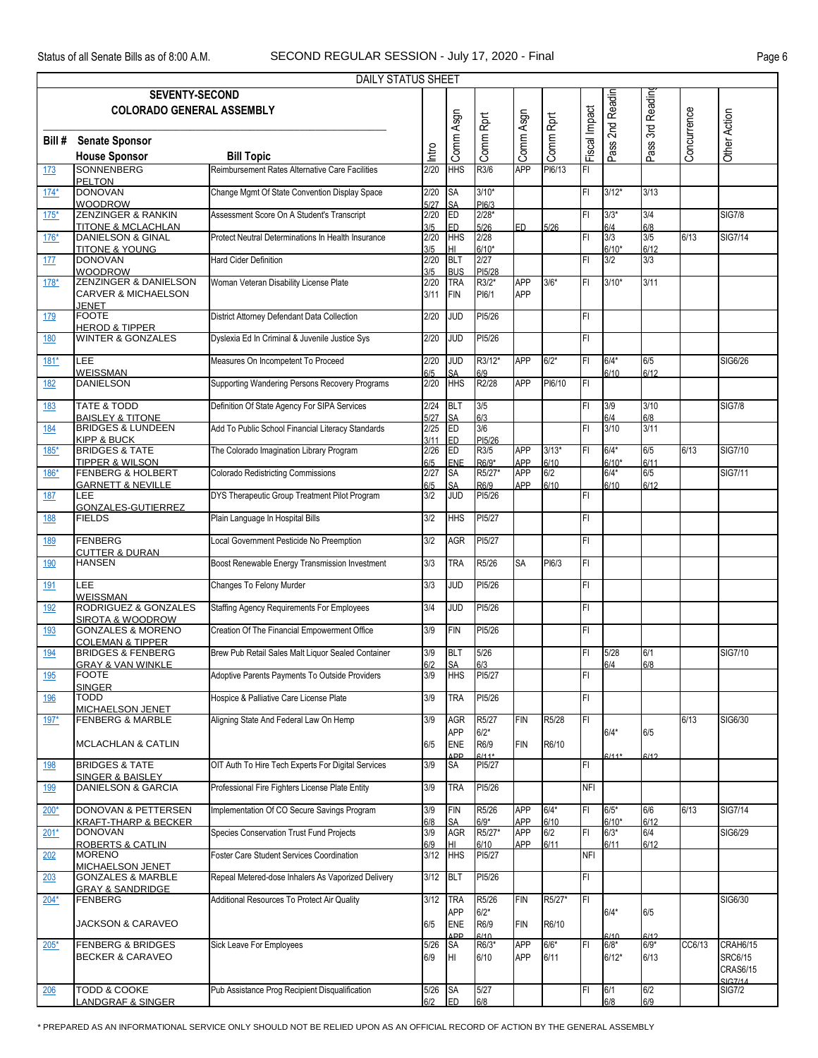DAILY STATUS SHEET

**SEVENTY-SECOND COLORADO GENERAL ASSEMBLY**

| Bill # | Senate Sponsor / House Sponsor | Bill Topic | Intro | Comm Asgn | Comm Rprt | Comm Asgn | Comm Rprt | Fiscal Impact | Pass 2nd Readin | Pass 3rd Reading | Concurrence | Other Action |
|---|---|---|---|---|---|---|---|---|---|---|---|---|
| 173 | SONNENBERG / PELTON | Reimbursement Rates Alternative Care Facilities | 2/20 | HHS | R3/6 | APP | PI6/13 | FI | | | | |
| 174* | DONOVAN / WOODROW | Change Mgmt Of State Convention Display Space | 2/20 5/27 | SA SA | 3/10* PI6/3 | | | FI | 3/12* | 3/13 | | |
| 175* | ZENZINGER & RANKIN / TITONE & MCLACHLAN | Assessment Score On A Student's Transcript | 2/20 3/5 | ED ED | 2/28* 5/26 | ED | 5/26 | FI | 3/3* 6/4 | 3/4 6/8 | | SIG7/8 |
| 176* | DANIELSON & GINAL / TITONE & YOUNG | Protect Neutral Determinations In Health Insurance | 2/20 3/5 | HHS HI | 2/28 6/10* | | | FI | 3/3 6/10* | 3/5 6/12 | 6/13 | SIG7/14 |
| 177 | DONOVAN / WOODROW | Hard Cider Definition | 2/20 3/5 | BLT BUS | 2/27 PI5/28 | | | FI | 3/2 | 3/3 | | |
| 178* | ZENZINGER & DANIELSON / CARVER & MICHAELSON JENET | Woman Veteran Disability License Plate | 2/20 3/11 | TRA FIN | R3/2* PI6/1 | APP APP | 3/6* | FI | 3/10* | 3/11 | | |
| 179 | FOOTE / HEROD & TIPPER | District Attorney Defendant Data Collection | 2/20 | JUD | PI5/26 | | | FI | | | | |
| 180 | WINTER & GONZALES | Dyslexia Ed In Criminal & Juvenile Justice Sys | 2/20 | JUD | PI5/26 | | | FI | | | | |
| 181* | LEE / WEISSMAN | Measures On Incompetent To Proceed | 2/20 6/5 | JUD SA | R3/12* 6/9 | APP | 6/2* | FI | 6/4* 6/10 | 6/5 6/12 | | SIG6/26 |
| 182 | DANIELSON | Supporting Wandering Persons Recovery Programs | 2/20 | HHS | R2/28 | APP | PI6/10 | FI | | | | |
| 183 | TATE & TODD / BAISLEY & TITONE | Definition Of State Agency For SIPA Services | 2/24 5/27 | BLT SA | 3/5 6/3 | | | FI | 3/9 6/4 | 3/10 6/8 | | SIG7/8 |
| 184 | BRIDGES & LUNDEEN / KIPP & BUCK | Add To Public School Financial Literacy Standards | 2/25 3/11 | ED ED | 3/6 PI5/26 | | | FI | 3/10 | 3/11 | | |
| 185* | BRIDGES & TATE / TIPPER & WILSON | The Colorado Imagination Library Program | 2/26 6/5 | ED ENE | R3/5 R6/9* | APP APP | 3/13* 6/10 | FI | 6/4* 6/10* | 6/5 6/11 | 6/13 | SIG7/10 |
| 186* | FENBERG & HOLBERT / GARNETT & NEVILLE | Colorado Redistricting Commissions | 2/27 6/5 | SA SA | R5/27* R6/9 | APP APP | 6/2 6/10 | | 6/4* 6/10 | 6/5 6/12 | | SIG7/11 |
| 187 | LEE / GONZALES-GUTIERREZ | DYS Therapeutic Group Treatment Pilot Program | 3/2 | JUD | PI5/26 | | | FI | | | | |
| 188 | FIELDS | Plain Language In Hospital Bills | 3/2 | HHS | PI5/27 | | | FI | | | | |
| 189 | FENBERG / CUTTER & DURAN | Local Government Pesticide No Preemption | 3/2 | AGR | PI5/27 | | | FI | | | | |
| 190 | HANSEN | Boost Renewable Energy Transmission Investment | 3/3 | TRA | R5/26 | SA | PI6/3 | FI | | | | |
| 191 | LEE / WEISSMAN | Changes To Felony Murder | 3/3 | JUD | PI5/26 | | | FI | | | | |
| 192 | RODRIGUEZ & GONZALES / SIROTA & WOODROW | Staffing Agency Requirements For Employees | 3/4 | JUD | PI5/26 | | | FI | | | | |
| 193 | GONZALES & MORENO / COLEMAN & TIPPER | Creation Of The Financial Empowerment Office | 3/9 | FIN | PI5/26 | | | FI | | | | |
| 194 | BRIDGES & FENBERG / GRAY & VAN WINKLE | Brew Pub Retail Sales Malt Liquor Sealed Container | 3/9 6/2 | BLT SA | 5/26 6/3 | | | FI | 5/28 6/4 | 6/1 6/8 | | SIG7/10 |
| 195 | FOOTE / SINGER | Adoptive Parents Payments To Outside Providers | 3/9 | HHS | PI5/27 | | | FI | | | | |
| 196 | TODD / MICHAELSON JENET | Hospice & Palliative Care License Plate | 3/9 | TRA | PI5/26 | | | FI | | | | |
| 197* | FENBERG & MARBLE / MCLACHLAN & CATLIN | Aligning State And Federal Law On Hemp | 3/9 6/5 | AGR APP ENE APP | R5/27 6/2* R6/9 6/11* | FIN FIN | R5/28 R6/10 | FI | 6/4* 6/11* | 6/5 6/12 | 6/13 | SIG6/30 |
| 198 | BRIDGES & TATE / SINGER & BAISLEY | OIT Auth To Hire Tech Experts For Digital Services | 3/9 | SA | PI5/27 | | | FI | | | | |
| 199 | DANIELSON & GARCIA | Professional Fire Fighters License Plate Entity | 3/9 | TRA | PI5/26 | | | NFI | | | | |
| 200* | DONOVAN & PETTERSEN / KRAFT-THARP & BECKER | Implementation Of CO Secure Savings Program | 3/9 6/8 | FIN SA | R5/26 6/9* | APP APP | 6/4* 6/10 | FI | 6/5* 6/10* | 6/6 6/12 | 6/13 | SIG7/14 |
| 201* | DONOVAN / ROBERTS & CATLIN | Species Conservation Trust Fund Projects | 3/9 6/9 | AGR HI | R5/27* 6/10 | APP APP | 6/2 6/11 | FI | 6/3* 6/11 | 6/4 6/12 | | SIG6/29 |
| 202 | MORENO / MICHAELSON JENET | Foster Care Student Services Coordination | 3/12 | HHS | PI5/27 | | | NFI | | | | |
| 203 | GONZALES & MARBLE / GRAY & SANDRIDGE | Repeal Metered-dose Inhalers As Vaporized Delivery | 3/12 | BLT | PI5/26 | | | FI | | | | |
| 204* | FENBERG / JACKSON & CARAVEO | Additional Resources To Protect Air Quality | 3/12 6/5 | TRA APP ENE APP | R5/26 6/2* R6/9 6/10 | FIN FIN | R5/27* R6/10 | FI | 6/4* 6/10 | 6/5 6/12 | | SIG6/30 |
| 205* | FENBERG & BRIDGES / BECKER & CARAVEO | Sick Leave For Employees | 5/26 6/9 | SA HI | R6/3* 6/10 | APP APP | 6/6* 6/11 | FI | 6/8* 6/12* | 6/9* 6/13 | CC6/13 | CRAH6/15 SRC6/15 CRAS6/15 SIG7/14 |
| 206 | TODD & COOKE / LANDGRAF & SINGER | Pub Assistance Prog Recipient Disqualification | 5/26 6/2 | SA ED | 5/27 6/8 | | | FI | 6/1 6/8 | 6/2 6/9 | | SIG7/2 |

* PREPARED AS AN INFORMATIONAL SERVICE ONLY SHOULD NOT BE RELIED UPON AS AN OFFICIAL RECORD OF ACTION BY THE GENERAL ASSEMBLY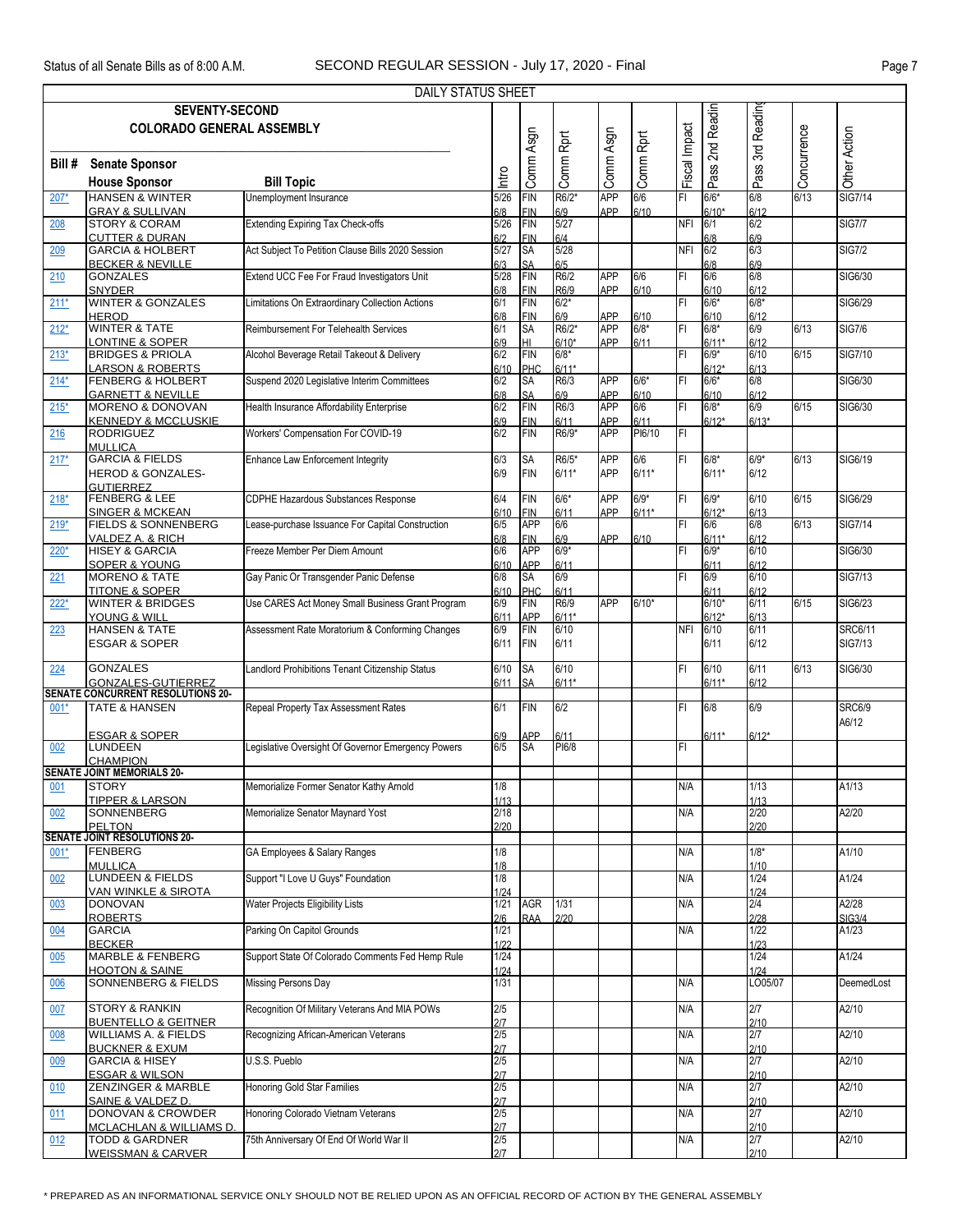DAILY STATUS SHEET

| SEVENTY-SECOND COLORADO GENERAL ASSEMBLY Bill # | Senate Sponsor / House Sponsor | Bill Topic | Intro | Comm Asgn | Comm Rprt | Comm Asgn | Comm Rprt | Fiscal Impact | Pass 2nd Readin | Pass 3rd Reading | Concurrence | Other Action |
|---|---|---|---|---|---|---|---|---|---|---|---|---|
| 207* | HANSEN & WINTER / GRAY & SULLIVAN | Unemployment Insurance | 5/26 / 6/8 | FIN / FIN | R6/2* / 6/9 | APP / APP | 6/6 / 6/10 | FI | 6/6* / 6/10* | 6/8 / 6/12 | 6/13 | SIG7/14 |
| 208 | STORY & CORAM / CUTTER & DURAN | Extending Expiring Tax Check-offs | 5/26 / 6/2 | FIN / FIN | 5/27 / 6/4 | | | NFI | 6/1 / 6/8 | 6/2 / 6/9 | | SIG7/7 |
| 209 | GARCIA & HOLBERT / BECKER & NEVILLE | Act Subject To Petition Clause Bills 2020 Session | 5/27 / 6/3 | SA / SA | 5/28 / 6/5 | | | NFI | 6/2 / 6/8 | 6/3 / 6/9 | | SIG7/2 |
| 210 | GONZALES / SNYDER | Extend UCC Fee For Fraud Investigators Unit | 5/28 / 6/8 | FIN / FIN | R6/2 / R6/9 | APP / APP | 6/6 / 6/10 | FI | 6/6 / 6/10 | 6/8 / 6/12 | | SIG6/30 |
| 211* | WINTER & GONZALES / HEROD | Limitations On Extraordinary Collection Actions | 6/1 / 6/8 | FIN / FIN | 6/2* / 6/9 | / APP | / 6/10 | FI | 6/6* / 6/10 | 6/8* / 6/12 | | SIG6/29 |
| 212* | WINTER & TATE / LONTINE & SOPER | Reimbursement For Telehealth Services | 6/1 / 6/9 | SA / HI | R6/2* / 6/10* | APP / APP | 6/8* / 6/11 | FI | 6/8* / 6/11* | 6/9 / 6/12 | 6/13 | SIG7/6 |
| 213* | BRIDGES & PRIOLA / LARSON & ROBERTS | Alcohol Beverage Retail Takeout & Delivery | 6/2 / 6/10 | FIN / PHC | 6/8* / 6/11* | | | FI | 6/9* / 6/12* | 6/10 / 6/13 | 6/15 | SIG7/10 |
| 214* | FENBERG & HOLBERT / GARNETT & NEVILLE | Suspend 2020 Legislative Interim Committees | 6/2 / 6/8 | SA / SA | R6/3 / 6/9 | APP / APP | 6/6* / 6/10 | FI | 6/6* / 6/10 | 6/8 / 6/12 | | SIG6/30 |
| 215* | MORENO & DONOVAN / KENNEDY & MCCLUSKIE | Health Insurance Affordability Enterprise | 6/2 / 6/9 | FIN / FIN | R6/3 / 6/11 | APP / APP | 6/6 / 6/11 | FI | 6/8* / 6/12* | 6/9 / 6/13* | 6/15 | SIG6/30 |
| 216 | RODRIGUEZ / MULLICA | Workers' Compensation For COVID-19 | 6/2 | FIN | R6/9* | APP | PI6/10 | FI | | | | |
| 217* | GARCIA & FIELDS / HEROD & GONZALES-GUTIERREZ | Enhance Law Enforcement Integrity | 6/3 / 6/9 | SA / FIN | R6/5* / 6/11* | APP / APP | 6/6 / 6/11* | FI | 6/8* / 6/11* | 6/9* / 6/12 | 6/13 | SIG6/19 |
| 218* | FENBERG & LEE / SINGER & MCKEAN | CDPHE Hazardous Substances Response | 6/4 / 6/10 | FIN / FIN | 6/6* / 6/11 | APP / APP | 6/9* / 6/11* | FI | 6/9* / 6/12* | 6/10 / 6/13 | 6/15 | SIG6/29 |
| 219* | FIELDS & SONNENBERG / VALDEZ A. & RICH | Lease-purchase Issuance For Capital Construction | 6/5 / 6/8 | APP / FIN | 6/6 / 6/9 | / APP | / 6/10 | FI | 6/6 / 6/11* | 6/8 / 6/12 | 6/13 | SIG7/14 |
| 220* | HISEY & GARCIA / SOPER & YOUNG | Freeze Member Per Diem Amount | 6/6 / 6/10 | APP / APP | 6/9* / 6/11 | | | FI | 6/9* / 6/11 | 6/10 / 6/12 | | SIG6/30 |
| 221 | MORENO & TATE / TITONE & SOPER | Gay Panic Or Transgender Panic Defense | 6/8 / 6/10 | SA / PHC | 6/9 / 6/11 | | | FI | 6/9 / 6/11 | 6/10 / 6/12 | | SIG7/13 |
| 222* | WINTER & BRIDGES / YOUNG & WILL | Use CARES Act Money Small Business Grant Program | 6/9 / 6/11 | FIN / APP | R6/9 / 6/11* | APP | 6/10* | | 6/10* / 6/12* | 6/11 / 6/13 | 6/15 | SIG6/23 |
| 223 | HANSEN & TATE / ESGAR & SOPER | Assessment Rate Moratorium & Conforming Changes | 6/9 / 6/11 | FIN / FIN | 6/10 / 6/11 | | | NFI | 6/10 / 6/11 | 6/11 / 6/12 | | SRC6/11 / SIG7/13 |
| 224 | GONZALES / GONZALES-GUTIERREZ | Landlord Prohibitions Tenant Citizenship Status | 6/10 / 6/11 | SA / SA | 6/10 / 6/11* | | | FI | 6/10 / 6/11* | 6/11 / 6/12 | 6/13 | SIG6/30 |
| **SENATE CONCURRENT RESOLUTIONS 20-** | | | | | | | | | | | | |
| 001* | TATE & HANSEN / ESGAR & SOPER | Repeal Property Tax Assessment Rates | 6/1 / 6/9 | FIN / APP | 6/2 / 6/11 | | | FI | 6/8 / 6/11* | 6/9 / 6/12* | | SRC6/9 / A6/12 |
| 002 | LUNDEEN / CHAMPION | Legislative Oversight Of Governor Emergency Powers | 6/5 | SA | PI6/8 | | | FI | | | | |
| **SENATE JOINT MEMORIALS 20-** | | | | | | | | | | | | |
| 001 | STORY / TIPPER & LARSON | Memorialize Former Senator Kathy Arnold | 1/8 / 1/13 | | | | | N/A | | 1/13 / 1/13 | | A1/13 |
| 002 | SONNENBERG / PELTON | Memorialize Senator Maynard Yost | 2/18 / 2/20 | | | | | N/A | | 2/20 / 2/20 | | A2/20 |
| **SENATE JOINT RESOLUTIONS 20-** | | | | | | | | | | | | |
| 001* | FENBERG / MULLICA | GA Employees & Salary Ranges | 1/8 / 1/8 | | | | | N/A | | 1/8* / 1/10 | | A1/10 |
| 002 | LUNDEEN & FIELDS / VAN WINKLE & SIROTA | Support "I Love U Guys" Foundation | 1/8 / 1/24 | | | | | N/A | | 1/24 / 1/24 | | A1/24 |
| 003 | DONOVAN / ROBERTS | Water Projects Eligibility Lists | 1/21 / 2/6 | AGR / RAA | 1/31 / 2/20 | | | N/A | | 2/4 / 2/28 | | A2/28 / SIG3/4 |
| 004 | GARCIA / BECKER | Parking On Capitol Grounds | 1/21 / 1/22 | | | | | N/A | | 1/22 / 1/23 | | A1/23 |
| 005 | MARBLE & FENBERG / HOOTON & SAINE | Support State Of Colorado Comments Fed Hemp Rule | 1/24 / 1/24 | | | | | | | 1/24 / 1/24 | | A1/24 |
| 006 | SONNENBERG & FIELDS | Missing Persons Day | 1/31 | | | | | N/A | | LO05/07 | | DeemedLost |
| 007 | STORY & RANKIN / BUENTELLO & GEITNER | Recognition Of Military Veterans And MIA POWs | 2/5 / 2/7 | | | | | N/A | | 2/7 / 2/10 | | A2/10 |
| 008 | WILLIAMS A. & FIELDS / BUCKNER & EXUM | Recognizing African-American Veterans | 2/5 / 2/7 | | | | | N/A | | 2/7 / 2/10 | | A2/10 |
| 009 | GARCIA & HISEY / ESGAR & WILSON | U.S.S. Pueblo | 2/5 / 2/7 | | | | | N/A | | 2/7 / 2/10 | | A2/10 |
| 010 | ZENZINGER & MARBLE / SAINE & VALDEZ D. | Honoring Gold Star Families | 2/5 / 2/7 | | | | | N/A | | 2/7 / 2/10 | | A2/10 |
| 011 | DONOVAN & CROWDER / MCLACHLAN & WILLIAMS D. | Honoring Colorado Vietnam Veterans | 2/5 / 2/7 | | | | | N/A | | 2/7 / 2/10 | | A2/10 |
| 012 | TODD & GARDNER / WEISSMAN & CARVER | 75th Anniversary Of End Of World War II | 2/5 / 2/7 | | | | | N/A | | 2/7 / 2/10 | | A2/10 |

\* PREPARED AS AN INFORMATIONAL SERVICE ONLY SHOULD NOT BE RELIED UPON AS AN OFFICIAL RECORD OF ACTION BY THE GENERAL ASSEMBLY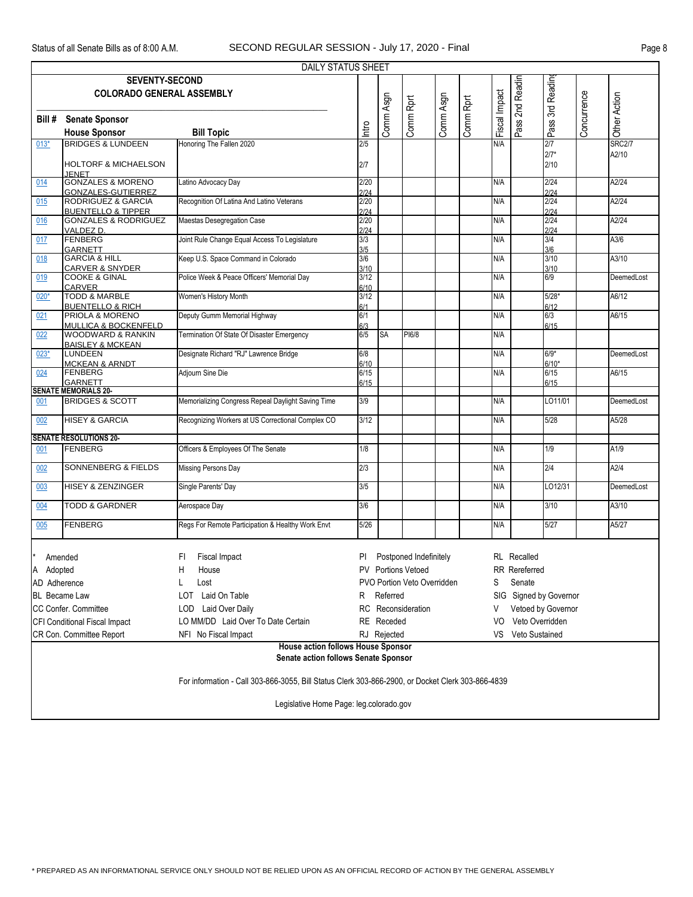DAILY STATUS SHEET

**SEVENTY-SECOND COLORADO GENERAL ASSEMBLY**

| Bill # | Senate Sponsor / House Sponsor | Bill Topic | Intro | Comm Asgn | Comm Rprt | Comm Asgn | Comm Rprt | Fiscal Impact | Pass 2nd Readin | Pass 3rd Reading | Concurrence | Other Action |
|---|---|---|---|---|---|---|---|---|---|---|---|---|
| 013* | BRIDGES & LUNDEEN<br>HOLTORF & MICHAELSON JENET | Honoring The Fallen 2020 | 2/5<br>2/7 | | | | | N/A | | 2/7<br>2/7*<br>2/10 | | SRC2/7<br>A2/10 |
| 014 | GONZALES & MORENO<br>GONZALES-GUTIERREZ | Latino Advocacy Day | 2/20<br>2/24 | | | | | N/A | | 2/24<br>2/24 | | A2/24 |
| 015 | RODRIGUEZ & GARCIA<br>BUENTELLO & TIPPER | Recognition Of Latina And Latino Veterans | 2/20<br>2/24 | | | | | N/A | | 2/24<br>2/24 | | A2/24 |
| 016 | GONZALES & RODRIGUEZ<br>VALDEZ D. | Maestas Desegregation Case | 2/20<br>2/24 | | | | | N/A | | 2/24<br>2/24 | | A2/24 |
| 017 | FENBERG<br>GARNETT | Joint Rule Change Equal Access To Legislature | 3/3<br>3/5 | | | | | N/A | | 3/4<br>3/6 | | A3/6 |
| 018 | GARCIA & HILL<br>CARVER & SNYDER | Keep U.S. Space Command in Colorado | 3/6<br>3/10 | | | | | N/A | | 3/10<br>3/10 | | A3/10 |
| 019 | COOKE & GINAL<br>CARVER | Police Week & Peace Officers' Memorial Day | 3/12<br>6/10 | | | | | N/A | | 6/9 | | DeemedLost |
| 020* | TODD & MARBLE<br>BUENTELLO & RICH | Women's History Month | 3/12<br>6/1 | | | | | N/A | | 5/28*<br>6/12 | | A6/12 |
| 021 | PRIOLA & MORENO<br>MULLICA & BOCKENFELD | Deputy Gumm Memorial Highway | 6/1<br>6/3 | | | | | N/A | | 6/3<br>6/15 | | A6/15 |
| 022 | WOODWARD & RANKIN<br>BAISLEY & MCKEAN | Termination Of State Of Disaster Emergency | 6/5 | SA | PI6/8 | | | N/A | | | | |
| 023* | LUNDEEN<br>MCKEAN & ARNDT | Designate Richard "RJ" Lawrence Bridge | 6/8<br>6/10 | | | | | N/A | | 6/9*<br>6/10* | | DeemedLost |
| 024 | FENBERG<br>GARNETT | Adjourn Sine Die | 6/15<br>6/15 | | | | | N/A | | 6/15<br>6/15 | | A6/15 |
| **SENATE MEMORIALS 20-** | | | | | | | | | | | | |
| 001 | BRIDGES & SCOTT | Memorializing Congress Repeal Daylight Saving Time | 3/9 | | | | | N/A | | LO11/01 | | DeemedLost |
| 002 | HISEY & GARCIA | Recognizing Workers at US Correctional Complex CO | 3/12 | | | | | N/A | | 5/28 | | A5/28 |
| **SENATE RESOLUTIONS 20-** | | | | | | | | | | | | |
| 001 | FENBERG | Officers & Employees Of The Senate | 1/8 | | | | | N/A | | 1/9 | | A1/9 |
| 002 | SONNENBERG & FIELDS | Missing Persons Day | 2/3 | | | | | N/A | | 2/4 | | A2/4 |
| 003 | HISEY & ZENZINGER | Single Parents' Day | 3/5 | | | | | N/A | | LO12/31 | | DeemedLost |
| 004 | TODD & GARDNER | Aerospace Day | 3/6 | | | | | N/A | | 3/10 | | A3/10 |
| 005 | FENBERG | Regs For Remote Participation & Healthy Work Envt | 5/26 | | | | | N/A | | 5/27 | | A5/27 |

| | | | |
|---|---|---|---|
| * Amended | FI Fiscal Impact | PI Postponed Indefinitely | RL Recalled |
| A Adopted | H House | PV Portions Vetoed | RR Rereferred |
| AD Adherence | L Lost | PVO Portion Veto Overridden | S Senate |
| BL Became Law | LOT Laid On Table | R Referred | SIG Signed by Governor |
| CC Confer. Committee | LOD Laid Over Daily | RC Reconsideration | V Vetoed by Governor |
| CFI Conditional Fiscal Impact | LO MM/DD Laid Over To Date Certain | RE Receded | VO Veto Overridden |
| CR Con. Committee Report | NFI No Fiscal Impact | RJ Rejected | VS Veto Sustained |

**House action follows House Sponsor**
**Senate action follows Senate Sponsor**

For information - Call 303-866-3055, Bill Status Clerk 303-866-2900, or Docket Clerk 303-866-4839

Legislative Home Page: leg.colorado.gov

* PREPARED AS AN INFORMATIONAL SERVICE ONLY SHOULD NOT BE RELIED UPON AS AN OFFICIAL RECORD OF ACTION BY THE GENERAL ASSEMBLY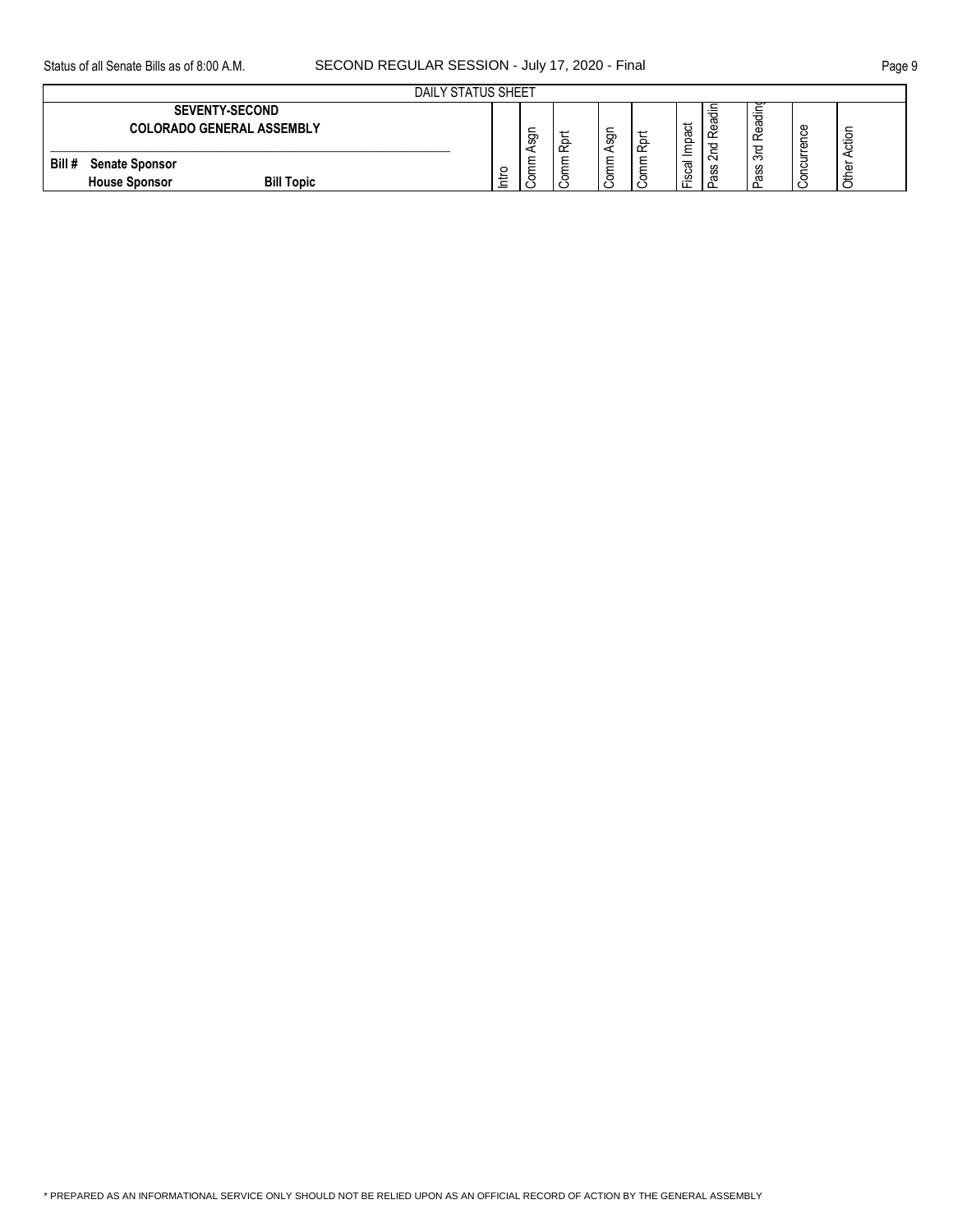| DAILY STATUS SHEET | | | | | | | | | | |
|---|---|---|---|---|---|---|---|---|---|---|
| **SEVENTY-SECOND COLORADO GENERAL ASSEMBLY** **Bill # Senate Sponsor** **House Sponsor** **Bill Topic** | Intro | Comm Asgn | Comm Rprt | Comm Asgn | Comm Rprt | Fiscal Impact | Pass 2nd Readin | Pass 3rd Reading | Concurrence | Other Action |

\* PREPARED AS AN INFORMATIONAL SERVICE ONLY SHOULD NOT BE RELIED UPON AS AN OFFICIAL RECORD OF ACTION BY THE GENERAL ASSEMBLY